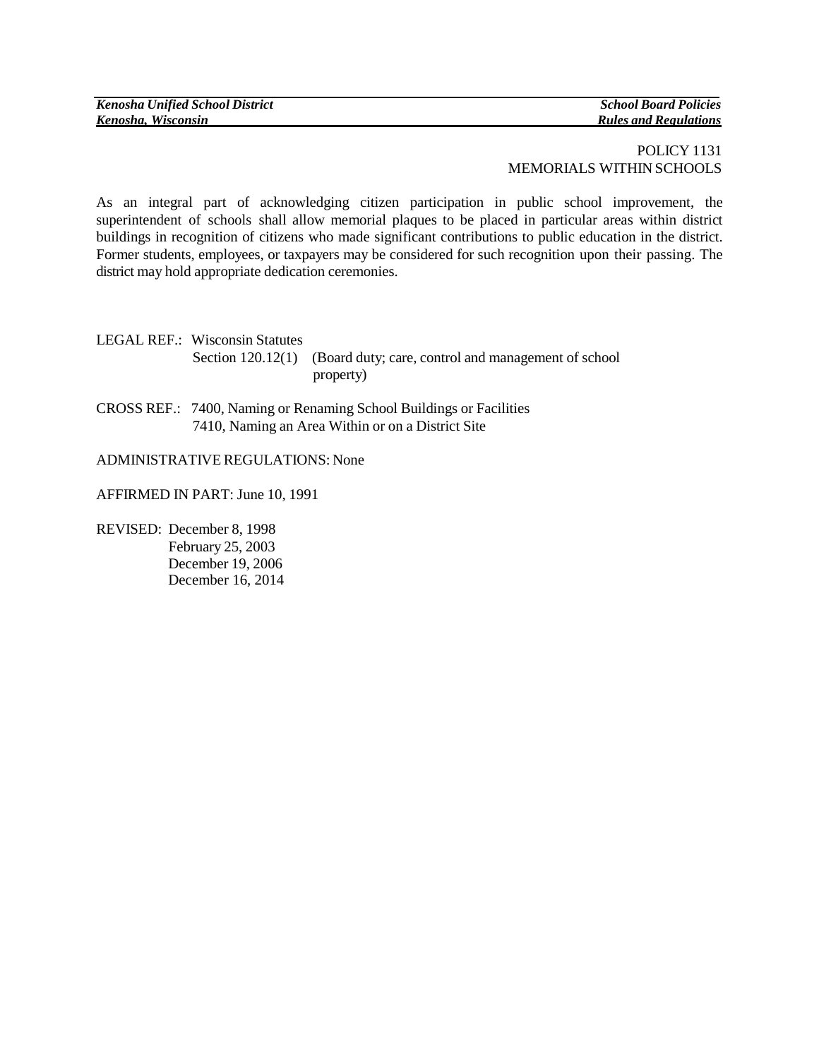POLICY 1131
MEMORIALS WITHIN SCHOOLS

As an integral part of acknowledging citizen participation in public school improvement, the superintendent of schools shall allow memorial plaques to be placed in particular areas within district buildings in recognition of citizens who made significant contributions to public education in the district. Former students, employees, or taxpayers may be considered for such recognition upon their passing. The district may hold appropriate dedication ceremonies.

LEGAL REF.: Wisconsin Statutes
Section 120.12(1) (Board duty; care, control and management of school property)

CROSS REF.: 7400, Naming or Renaming School Buildings or Facilities
7410, Naming an Area Within or on a District Site

ADMINISTRATIVE REGULATIONS: None

AFFIRMED IN PART: June 10, 1991

REVISED: December 8, 1998
February 25, 2003
December 19, 2006
December 16, 2014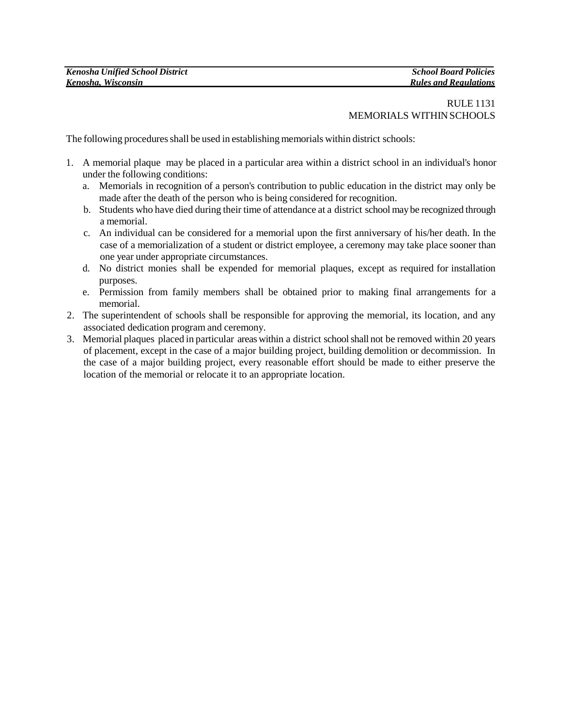RULE 1131
MEMORIALS WITHIN SCHOOLS

The following procedures shall be used in establishing memorials within district schools:

1. A memorial plaque may be placed in a particular area within a district school in an individual's honor under the following conditions:
   a. Memorials in recognition of a person's contribution to public education in the district may only be made after the death of the person who is being considered for recognition.
   b. Students who have died during their time of attendance at a district school may be recognized through a memorial.
   c. An individual can be considered for a memorial upon the first anniversary of his/her death. In the case of a memorialization of a student or district employee, a ceremony may take place sooner than one year under appropriate circumstances.
   d. No district monies shall be expended for memorial plaques, except as required for installation purposes.
   e. Permission from family members shall be obtained prior to making final arrangements for a memorial.
2. The superintendent of schools shall be responsible for approving the memorial, its location, and any associated dedication program and ceremony.
3. Memorial plaques placed in particular areas within a district school shall not be removed within 20 years of placement, except in the case of a major building project, building demolition or decommission. In the case of a major building project, every reasonable effort should be made to either preserve the location of the memorial or relocate it to an appropriate location.